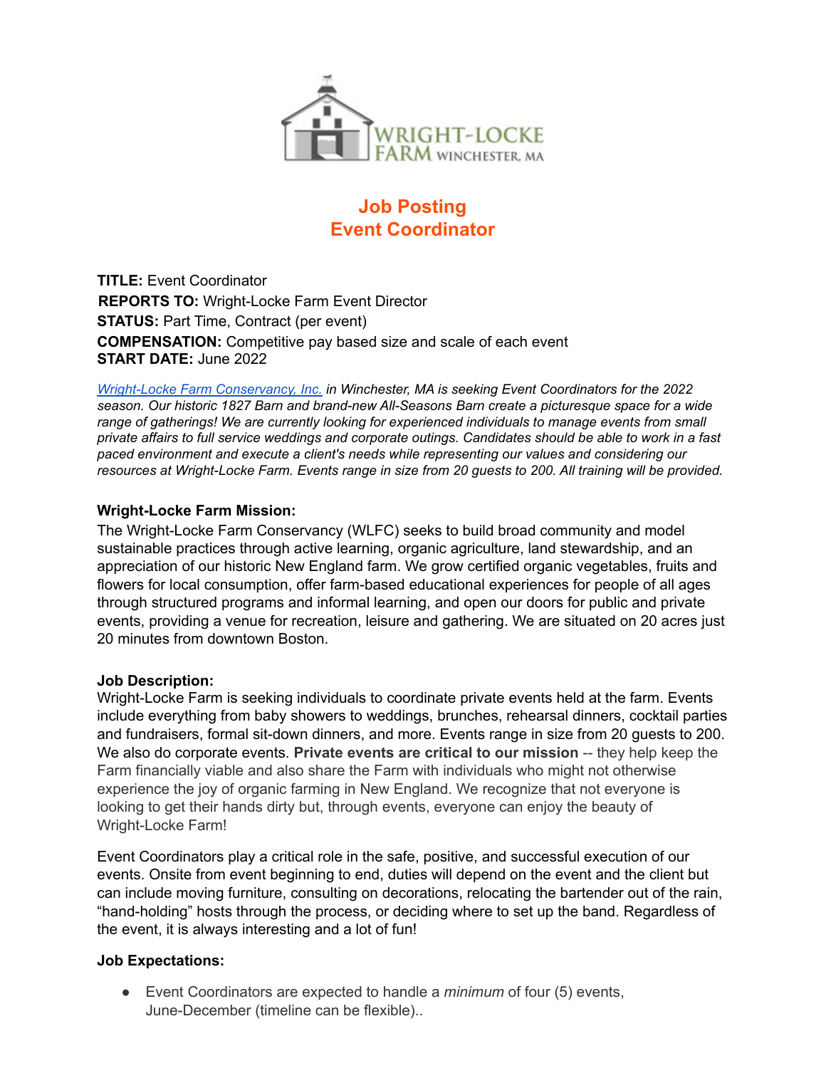WRIGHT-LOCKE FARM WINCHESTER, MA

# Job Posting
# Event Coordinator

**TITLE:** Event Coordinator
**REPORTS TO:** Wright-Locke Farm Event Director
**STATUS:** Part Time, Contract (per event)
**COMPENSATION:** Competitive pay based size and scale of each event
**START DATE:** June 2022

*[Wright-Locke Farm Conservancy, Inc.](#) in Winchester, MA is seeking Event Coordinators for the 2022 season. Our historic 1827 Barn and brand-new All-Seasons Barn create a picturesque space for a wide range of gatherings! We are currently looking for experienced individuals to manage events from small private affairs to full service weddings and corporate outings. Candidates should be able to work in a fast paced environment and execute a client's needs while representing our values and considering our resources at Wright-Locke Farm. Events range in size from 20 guests to 200. All training will be provided.*

### Wright-Locke Farm Mission:

The Wright-Locke Farm Conservancy (WLFC) seeks to build broad community and model sustainable practices through active learning, organic agriculture, land stewardship, and an appreciation of our historic New England farm. We grow certified organic vegetables, fruits and flowers for local consumption, offer farm-based educational experiences for people of all ages through structured programs and informal learning, and open our doors for public and private events, providing a venue for recreation, leisure and gathering. We are situated on 20 acres just 20 minutes from downtown Boston.

### Job Description:

Wright-Locke Farm is seeking individuals to coordinate private events held at the farm. Events include everything from baby showers to weddings, brunches, rehearsal dinners, cocktail parties and fundraisers, formal sit-down dinners, and more. Events range in size from 20 guests to 200. We also do corporate events. **Private events are critical to our mission** -- they help keep the Farm financially viable and also share the Farm with individuals who might not otherwise experience the joy of organic farming in New England. We recognize that not everyone is looking to get their hands dirty but, through events, everyone can enjoy the beauty of Wright-Locke Farm!

Event Coordinators play a critical role in the safe, positive, and successful execution of our events. Onsite from event beginning to end, duties will depend on the event and the client but can include moving furniture, consulting on decorations, relocating the bartender out of the rain, "hand-holding" hosts through the process, or deciding where to set up the band. Regardless of the event, it is always interesting and a lot of fun!

### Job Expectations:

- Event Coordinators are expected to handle a *minimum* of four (5) events, June-December (timeline can be flexible)..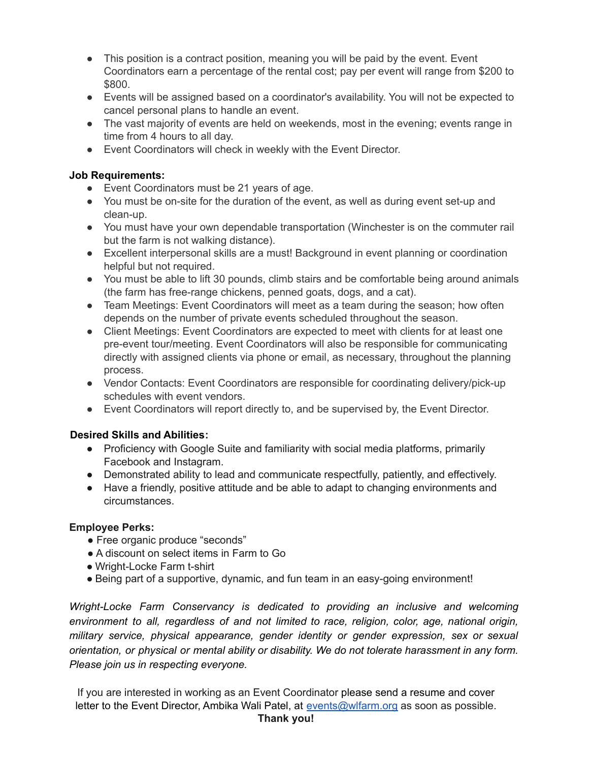- This position is a contract position, meaning you will be paid by the event. Event Coordinators earn a percentage of the rental cost; pay per event will range from $200 to $800.
- Events will be assigned based on a coordinator's availability. You will not be expected to cancel personal plans to handle an event.
- The vast majority of events are held on weekends, most in the evening; events range in time from 4 hours to all day.
- Event Coordinators will check in weekly with the Event Director.

**Job Requirements:**

- Event Coordinators must be 21 years of age.
- You must be on-site for the duration of the event, as well as during event set-up and clean-up.
- You must have your own dependable transportation (Winchester is on the commuter rail but the farm is not walking distance).
- Excellent interpersonal skills are a must! Background in event planning or coordination helpful but not required.
- You must be able to lift 30 pounds, climb stairs and be comfortable being around animals (the farm has free-range chickens, penned goats, dogs, and a cat).
- Team Meetings: Event Coordinators will meet as a team during the season; how often depends on the number of private events scheduled throughout the season.
- Client Meetings: Event Coordinators are expected to meet with clients for at least one pre-event tour/meeting. Event Coordinators will also be responsible for communicating directly with assigned clients via phone or email, as necessary, throughout the planning process.
- Vendor Contacts: Event Coordinators are responsible for coordinating delivery/pick-up schedules with event vendors.
- Event Coordinators will report directly to, and be supervised by, the Event Director.

**Desired Skills and Abilities:**

- Proficiency with Google Suite and familiarity with social media platforms, primarily Facebook and Instagram.
- Demonstrated ability to lead and communicate respectfully, patiently, and effectively.
- Have a friendly, positive attitude and be able to adapt to changing environments and circumstances.

**Employee Perks:**

- Free organic produce "seconds"
- A discount on select items in Farm to Go
- Wright-Locke Farm t-shirt
- Being part of a supportive, dynamic, and fun team in an easy-going environment!

*Wright-Locke Farm Conservancy is dedicated to providing an inclusive and welcoming environment to all, regardless of and not limited to race, religion, color, age, national origin, military service, physical appearance, gender identity or gender expression, sex or sexual orientation, or physical or mental ability or disability. We do not tolerate harassment in any form. Please join us in respecting everyone.*

If you are interested in working as an Event Coordinator please send a resume and cover letter to the Event Director, Ambika Wali Patel, at [events@wlfarm.org](mailto:events@wlfarm.org) as soon as possible.

**Thank you!**